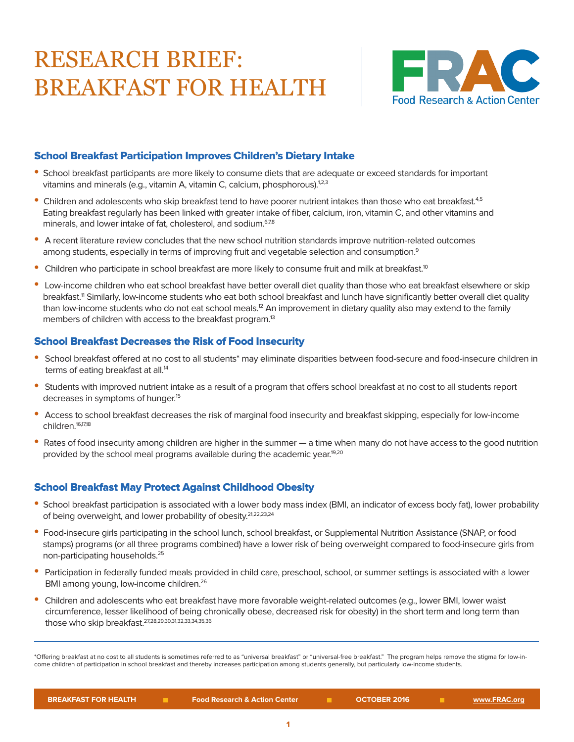# RESEARCH BRIEF: BREAKFAST FOR HEALTH

FRAC
Food Research & Action Center

## School Breakfast Participation Improves Children's Dietary Intake

- School breakfast participants are more likely to consume diets that are adequate or exceed standards for important vitamins and minerals (e.g., vitamin A, vitamin C, calcium, phosphorous).[1,2,3]
- Children and adolescents who skip breakfast tend to have poorer nutrient intakes than those who eat breakfast.[4,5] Eating breakfast regularly has been linked with greater intake of fiber, calcium, iron, vitamin C, and other vitamins and minerals, and lower intake of fat, cholesterol, and sodium.[6,7,8]
- A recent literature review concludes that the new school nutrition standards improve nutrition-related outcomes among students, especially in terms of improving fruit and vegetable selection and consumption.[9]
- Children who participate in school breakfast are more likely to consume fruit and milk at breakfast.[10]
- Low-income children who eat school breakfast have better overall diet quality than those who eat breakfast elsewhere or skip breakfast.[11] Similarly, low-income students who eat both school breakfast and lunch have significantly better overall diet quality than low-income students who do not eat school meals.[12] An improvement in dietary quality also may extend to the family members of children with access to the breakfast program.[13]

## School Breakfast Decreases the Risk of Food Insecurity

- School breakfast offered at no cost to all students* may eliminate disparities between food-secure and food-insecure children in terms of eating breakfast at all.[14]
- Students with improved nutrient intake as a result of a program that offers school breakfast at no cost to all students report decreases in symptoms of hunger.[15]
- Access to school breakfast decreases the risk of marginal food insecurity and breakfast skipping, especially for low-income children.[16,17,18]
- Rates of food insecurity among children are higher in the summer — a time when many do not have access to the good nutrition provided by the school meal programs available during the academic year.[19,20]

## School Breakfast May Protect Against Childhood Obesity

- School breakfast participation is associated with a lower body mass index (BMI, an indicator of excess body fat), lower probability of being overweight, and lower probability of obesity.[21,22,23,24]
- Food-insecure girls participating in the school lunch, school breakfast, or Supplemental Nutrition Assistance (SNAP, or food stamps) programs (or all three programs combined) have a lower risk of being overweight compared to food-insecure girls from non-participating households.[25]
- Participation in federally funded meals provided in child care, preschool, school, or summer settings is associated with a lower BMI among young, low-income children.[26]
- Children and adolescents who eat breakfast have more favorable weight-related outcomes (e.g., lower BMI, lower waist circumference, lesser likelihood of being chronically obese, decreased risk for obesity) in the short term and long term than those who skip breakfast.[27,28,29,30,31,32,33,34,35,36]

---

*Offering breakfast at no cost to all students is sometimes referred to as "universal breakfast" or "universal-free breakfast." The program helps remove the stigma for low-income children of participation in school breakfast and thereby increases participation among students generally, but particularly low-income students.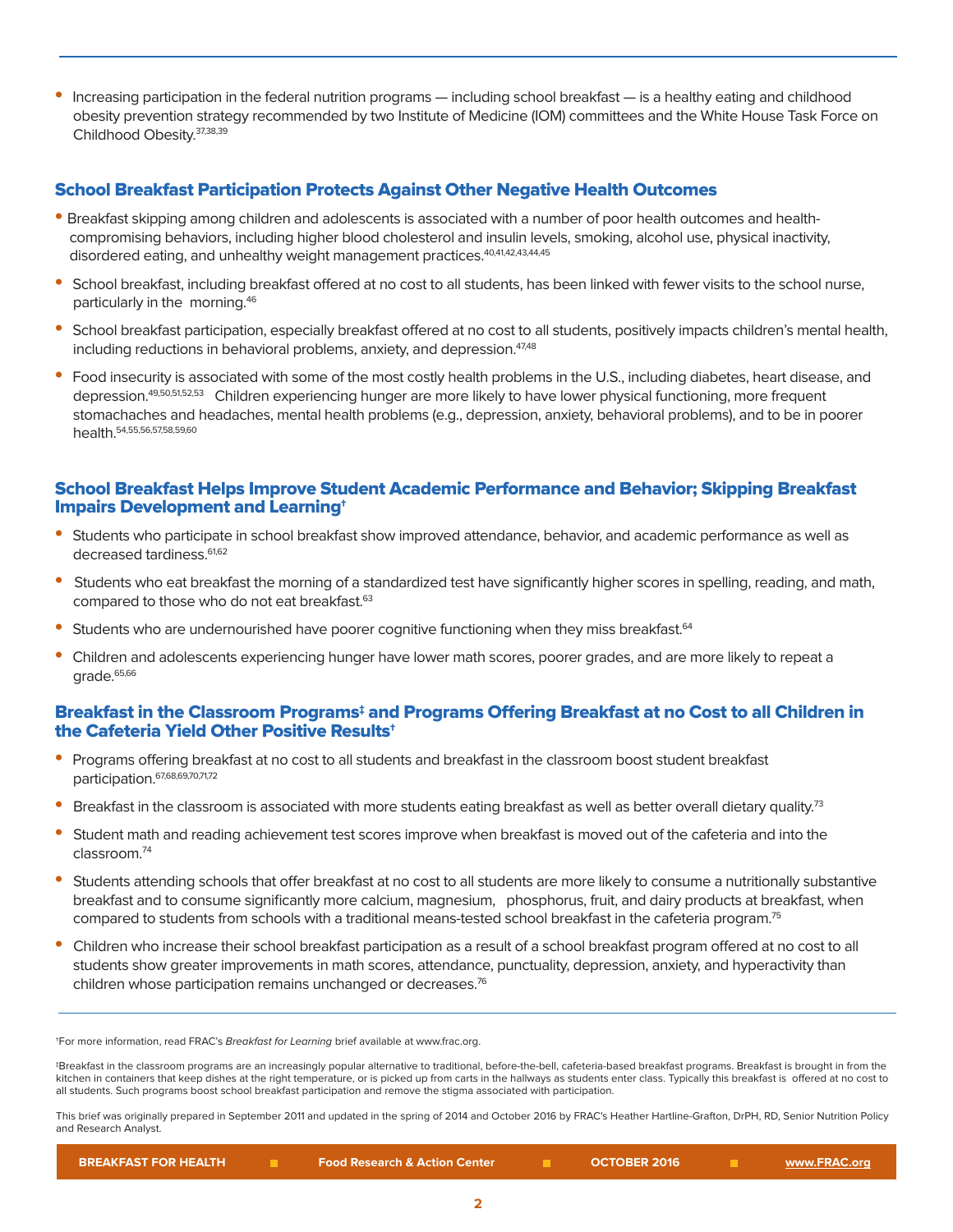- Increasing participation in the federal nutrition programs — including school breakfast — is a healthy eating and childhood obesity prevention strategy recommended by two Institute of Medicine (IOM) committees and the White House Task Force on Childhood Obesity.[37,38,39]

## School Breakfast Participation Protects Against Other Negative Health Outcomes

- Breakfast skipping among children and adolescents is associated with a number of poor health outcomes and health-compromising behaviors, including higher blood cholesterol and insulin levels, smoking, alcohol use, physical inactivity, disordered eating, and unhealthy weight management practices.[40,41,42,43,44,45]
- School breakfast, including breakfast offered at no cost to all students, has been linked with fewer visits to the school nurse, particularly in the morning.[46]
- School breakfast participation, especially breakfast offered at no cost to all students, positively impacts children's mental health, including reductions in behavioral problems, anxiety, and depression.[47,48]
- Food insecurity is associated with some of the most costly health problems in the U.S., including diabetes, heart disease, and depression.[49,50,51,52,53] Children experiencing hunger are more likely to have lower physical functioning, more frequent stomachaches and headaches, mental health problems (e.g., depression, anxiety, behavioral problems), and to be in poorer health.[54,55,56,57,58,59,60]

## School Breakfast Helps Improve Student Academic Performance and Behavior; Skipping Breakfast Impairs Development and Learning†

- Students who participate in school breakfast show improved attendance, behavior, and academic performance as well as decreased tardiness.[61,62]
- Students who eat breakfast the morning of a standardized test have significantly higher scores in spelling, reading, and math, compared to those who do not eat breakfast.[63]
- Students who are undernourished have poorer cognitive functioning when they miss breakfast.[64]
- Children and adolescents experiencing hunger have lower math scores, poorer grades, and are more likely to repeat a grade.[65,66]

## Breakfast in the Classroom Programs‡ and Programs Offering Breakfast at no Cost to all Children in the Cafeteria Yield Other Positive Results†

- Programs offering breakfast at no cost to all students and breakfast in the classroom boost student breakfast participation.[67,68,69,70,71,72]
- Breakfast in the classroom is associated with more students eating breakfast as well as better overall dietary quality.[73]
- Student math and reading achievement test scores improve when breakfast is moved out of the cafeteria and into the classroom.[74]
- Students attending schools that offer breakfast at no cost to all students are more likely to consume a nutritionally substantive breakfast and to consume significantly more calcium, magnesium, phosphorus, fruit, and dairy products at breakfast, when compared to students from schools with a traditional means-tested school breakfast in the cafeteria program.[75]
- Children who increase their school breakfast participation as a result of a school breakfast program offered at no cost to all students show greater improvements in math scores, attendance, punctuality, depression, anxiety, and hyperactivity than children whose participation remains unchanged or decreases.[76]

---

†For more information, read FRAC's *Breakfast for Learning* brief available at www.frac.org.

‡Breakfast in the classroom programs are an increasingly popular alternative to traditional, before-the-bell, cafeteria-based breakfast programs. Breakfast is brought in from the kitchen in containers that keep dishes at the right temperature, or is picked up from carts in the hallways as students enter class. Typically this breakfast is offered at no cost to all students. Such programs boost school breakfast participation and remove the stigma associated with participation.

This brief was originally prepared in September 2011 and updated in the spring of 2014 and October 2016 by FRAC's Heather Hartline-Grafton, DrPH, RD, Senior Nutrition Policy and Research Analyst.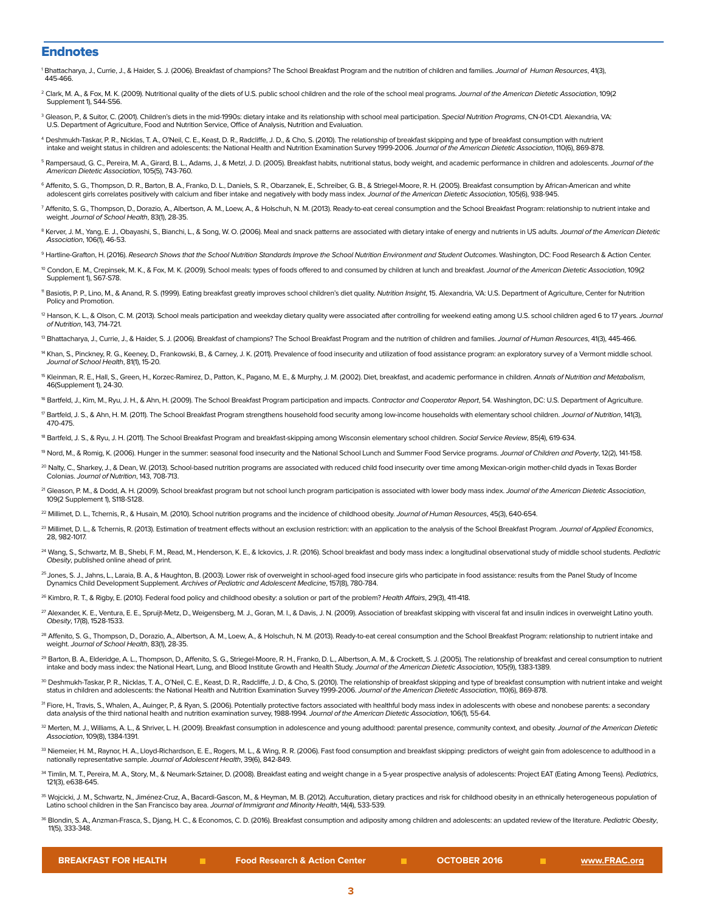## Endnotes

[1] Bhattacharya, J., Currie, J., & Haider, S. J. (2006). Breakfast of champions? The School Breakfast Program and the nutrition of children and families. *Journal of Human Resources*, 41(3), 445-466.

[2] Clark, M. A., & Fox, M. K. (2009). Nutritional quality of the diets of U.S. public school children and the role of the school meal programs. *Journal of the American Dietetic Association*, 109(2 Supplement 1), S44-S56.

[3] Gleason, P., & Suitor, C. (2001). Children's diets in the mid-1990s: dietary intake and its relationship with school meal participation. *Special Nutrition Programs*, CN-01-CD1. Alexandria, VA: U.S. Department of Agriculture, Food and Nutrition Service, Office of Analysis, Nutrition and Evaluation.

[4] Deshmukh-Taskar, P. R., Nicklas, T. A., O'Neil, C. E., Keast, D. R., Radcliffe, J. D., & Cho, S. (2010). The relationship of breakfast skipping and type of breakfast consumption with nutrient intake and weight status in children and adolescents: the National Health and Nutrition Examination Survey 1999-2006. *Journal of the American Dietetic Association*, 110(6), 869-878.

[5] Rampersaud, G. C., Pereira, M. A., Girard, B. L., Adams, J., & Metzl, J. D. (2005). Breakfast habits, nutritional status, body weight, and academic performance in children and adolescents. *Journal of the American Dietetic Association*, 105(5), 743-760.

[6] Affenito, S. G., Thompson, D. R., Barton, B. A., Franko, D. L., Daniels, S. R., Obarzanek, E., Schreiber, G. B., & Striegel-Moore, R. H. (2005). Breakfast consumption by African-American and white adolescent girls correlates positively with calcium and fiber intake and negatively with body mass index. *Journal of the American Dietetic Association*, 105(6), 938-945.

[7] Affenito, S. G., Thompson, D., Dorazio, A., Albertson, A. M., Loew, A., & Holschuh, N. M. (2013). Ready-to-eat cereal consumption and the School Breakfast Program: relationship to nutrient intake and weight. *Journal of School Health*, 83(1), 28-35.

[8] Kerver, J. M., Yang, E. J., Obayashi, S., Bianchi, L., & Song, W. O. (2006). Meal and snack patterns are associated with dietary intake of energy and nutrients in US adults. *Journal of the American Dietetic Association*, 106(1), 46-53.

[9] Hartline-Grafton, H. (2016). *Research Shows that the School Nutrition Standards Improve the School Nutrition Environment and Student Outcomes*. Washington, DC: Food Research & Action Center.

[10] Condon, E. M., Crepinsek, M. K., & Fox, M. K. (2009). School meals: types of foods offered to and consumed by children at lunch and breakfast. *Journal of the American Dietetic Association*, 109(2 Supplement 1), S67-S78.

[11] Basiotis, P. P., Lino, M., & Anand, R. S. (1999). Eating breakfast greatly improves school children's diet quality. *Nutrition Insight*, 15. Alexandria, VA: U.S. Department of Agriculture, Center for Nutrition Policy and Promotion.

[12] Hanson, K. L., & Olson, C. M. (2013). School meals participation and weekday dietary quality were associated after controlling for weekend eating among U.S. school children aged 6 to 17 years. *Journal of Nutrition*, 143, 714-721.

[13] Bhattacharya, J., Currie, J., & Haider, S. J. (2006). Breakfast of champions? The School Breakfast Program and the nutrition of children and families. *Journal of Human Resources*, 41(3), 445-466.

[14] Khan, S., Pinckney, R. G., Keeney, D., Frankowski, B., & Carney, J. K. (2011). Prevalence of food insecurity and utilization of food assistance program: an exploratory survey of a Vermont middle school. *Journal of School Health*, 81(1), 15-20.

[15] Kleinman, R. E., Hall, S., Green, H., Korzec-Ramirez, D., Patton, K., Pagano, M. E., & Murphy, J. M. (2002). Diet, breakfast, and academic performance in children. *Annals of Nutrition and Metabolism*, 46(Supplement 1), 24-30.

[16] Bartfeld, J., Kim, M., Ryu, J. H., & Ahn, H. (2009). The School Breakfast Program participation and impacts. *Contractor and Cooperator Report*, 54. Washington, DC: U.S. Department of Agriculture.

[17] Bartfeld, J. S., & Ahn, H. M. (2011). The School Breakfast Program strengthens household food security among low-income households with elementary school children. *Journal of Nutrition*, 141(3), 470-475.

[18] Bartfeld, J. S., & Ryu, J. H. (2011). The School Breakfast Program and breakfast-skipping among Wisconsin elementary school children. *Social Service Review*, 85(4), 619-634.

[19] Nord, M., & Romig, K. (2006). Hunger in the summer: seasonal food insecurity and the National School Lunch and Summer Food Service programs. *Journal of Children and Poverty*, 12(2), 141-158.

[20] Nalty, C., Sharkey, J., & Dean, W. (2013). School-based nutrition programs are associated with reduced child food insecurity over time among Mexican-origin mother-child dyads in Texas Border Colonias. *Journal of Nutrition*, 143, 708-713.

[21] Gleason, P. M., & Dodd, A. H. (2009). School breakfast program but not school lunch program participation is associated with lower body mass index. *Journal of the American Dietetic Association*, 109(2 Supplement 1), S118-S128.

[22] Millimet, D. L., Tchernis, R., & Husain, M. (2010). School nutrition programs and the incidence of childhood obesity. *Journal of Human Resources*, 45(3), 640-654.

[23] Millimet, D. L., & Tchernis, R. (2013). Estimation of treatment effects without an exclusion restriction: with an application to the analysis of the School Breakfast Program. *Journal of Applied Economics*, 28, 982-1017.

[24] Wang, S., Schwartz, M. B., Shebi, F. M., Read, M., Henderson, K. E., & Ickovics, J. R. (2016). School breakfast and body mass index: a longitudinal observational study of middle school students. *Pediatric Obesity*, published online ahead of print.

[25] Jones, S. J., Jahns, L., Laraia, B. A., & Haughton, B. (2003). Lower risk of overweight in school-aged food insecure girls who participate in food assistance: results from the Panel Study of Income Dynamics Child Development Supplement. *Archives of Pediatric and Adolescent Medicine*, 157(8), 780-784.

[26] Kimbro, R. T., & Rigby, E. (2010). Federal food policy and childhood obesity: a solution or part of the problem? *Health Affairs*, 29(3), 411-418.

[27] Alexander, K. E., Ventura, E. E., Spruijt-Metz, D., Weigensberg, M. J., Goran, M. I., & Davis, J. N. (2009). Association of breakfast skipping with visceral fat and insulin indices in overweight Latino youth. *Obesity*, 17(8), 1528-1533.

[28] Affenito, S. G., Thompson, D., Dorazio, A., Albertson, A. M., Loew, A., & Holschuh, N. M. (2013). Ready-to-eat cereal consumption and the School Breakfast Program: relationship to nutrient intake and weight. *Journal of School Health*, 83(1), 28-35.

[29] Barton, B. A., Elderidge, A. L., Thompson, D., Affenito, S. G., Striegel-Moore, R. H., Franko, D. L., Albertson, A. M., & Crockett, S. J. (2005). The relationship of breakfast and cereal consumption to nutrient intake and body mass index: the National Heart, Lung, and Blood Institute Growth and Health Study. *Journal of the American Dietetic Association*, 105(9), 1383-1389.

[30] Deshmukh-Taskar, P. R., Nicklas, T. A., O'Neil, C. E., Keast, D. R., Radcliffe, J. D., & Cho, S. (2010). The relationship of breakfast skipping and type of breakfast consumption with nutrient intake and weight status in children and adolescents: the National Health and Nutrition Examination Survey 1999-2006. *Journal of the American Dietetic Association*, 110(6), 869-878.

[31] Fiore, H., Travis, S., Whalen, A., Auinger, P., & Ryan, S. (2006). Potentially protective factors associated with healthful body mass index in adolescents with obese and nonobese parents: a secondary data analysis of the third national health and nutrition examination survey, 1988-1994. *Journal of the American Dietetic Association*, 106(1), 55-64.

[32] Merten, M. J., Williams, A. L., & Shriver, L. H. (2009). Breakfast consumption in adolescence and young adulthood: parental presence, community context, and obesity. *Journal of the American Dietetic Association*, 109(8), 1384-1391.

[33] Niemeier, H. M., Raynor, H. A., Lloyd-Richardson, E. E., Rogers, M. L., & Wing, R. R. (2006). Fast food consumption and breakfast skipping: predictors of weight gain from adolescence to adulthood in a nationally representative sample. *Journal of Adolescent Health*, 39(6), 842-849.

[34] Timlin, M. T., Pereira, M. A., Story, M., & Neumark-Sztainer, D. (2008). Breakfast eating and weight change in a 5-year prospective analysis of adolescents: Project EAT (Eating Among Teens). *Pediatrics*, 121(3), e638-645.

[35] Wojcicki, J. M., Schwartz, N., Jiménez-Cruz, A., Bacardi-Gascon, M., & Heyman, M. B. (2012). Acculturation, dietary practices and risk for childhood obesity in an ethnically heterogeneous population of Latino school children in the San Francisco bay area. *Journal of Immigrant and Minority Health*, 14(4), 533-539.

[36] Blondin, S. A., Anzman-Frasca, S., Djang, H. C., & Economos, C. D. (2016). Breakfast consumption and adiposity among children and adolescents: an updated review of the literature. *Pediatric Obesity*, 11(5), 333-348.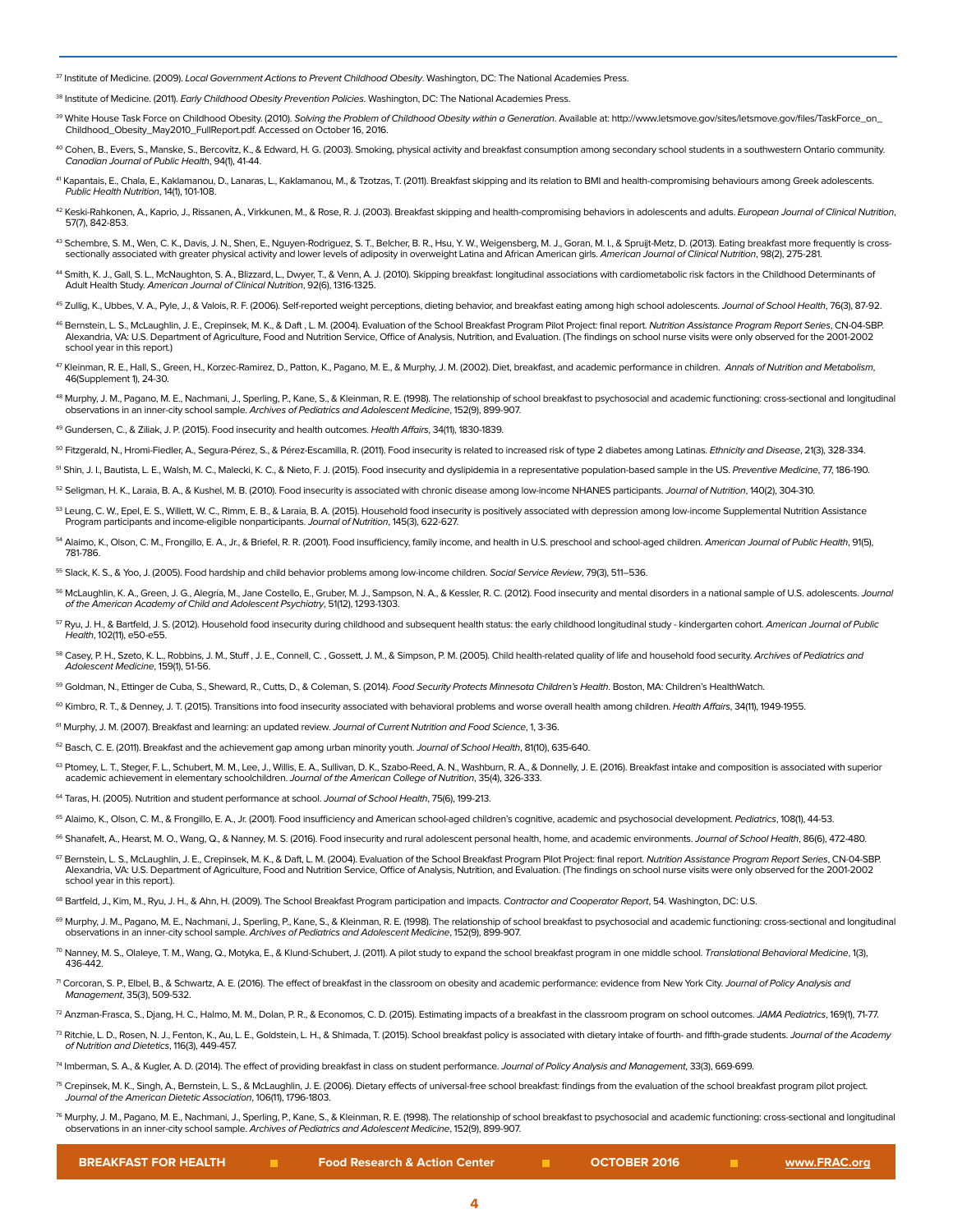[37] Institute of Medicine. (2009). *Local Government Actions to Prevent Childhood Obesity*. Washington, DC: The National Academies Press.

[38] Institute of Medicine. (2011). *Early Childhood Obesity Prevention Policies*. Washington, DC: The National Academies Press.

[39] White House Task Force on Childhood Obesity. (2010). *Solving the Problem of Childhood Obesity within a Generation*. Available at: http://www.letsmove.gov/sites/letsmove.gov/files/TaskForce_on_Childhood_Obesity_May2010_FullReport.pdf. Accessed on October 16, 2016.

[40] Cohen, B., Evers, S., Manske, S., Bercovitz, K., & Edward, H. G. (2003). Smoking, physical activity and breakfast consumption among secondary school students in a southwestern Ontario community. *Canadian Journal of Public Health*, 94(1), 41-44.

[41] Kapantais, E., Chala, E., Kaklamanou, D., Lanaras, L., Kaklamanou, M., & Tzotzas, T. (2011). Breakfast skipping and its relation to BMI and health-compromising behaviours among Greek adolescents. *Public Health Nutrition*, 14(1), 101-108.

[42] Keski-Rahkonen, A., Kaprio, J., Rissanen, A., Virkkunen, M., & Rose, R. J. (2003). Breakfast skipping and health-compromising behaviors in adolescents and adults. *European Journal of Clinical Nutrition*, 57(7), 842-853.

[43] Schembre, S. M., Wen, C. K., Davis, J. N., Shen, E., Nguyen-Rodriguez, S. T., Belcher, B. R., Hsu, Y. W., Weigensberg, M. J., Goran, M. I., & Spruijt-Metz, D. (2013). Eating breakfast more frequently is cross-sectionally associated with greater physical activity and lower levels of adiposity in overweight Latina and African American girls. *American Journal of Clinical Nutrition*, 98(2), 275-281.

[44] Smith, K. J., Gall, S. L., McNaughton, S. A., Blizzard, L., Dwyer, T., & Venn, A. J. (2010). Skipping breakfast: longitudinal associations with cardiometabolic risk factors in the Childhood Determinants of Adult Health Study. *American Journal of Clinical Nutrition*, 92(6), 1316-1325.

[45] Zullig, K., Ubbes, V. A., Pyle, J., & Valois, R. F. (2006). Self-reported weight perceptions, dieting behavior, and breakfast eating among high school adolescents. *Journal of School Health*, 76(3), 87-92.

[46] Bernstein, L. S., McLaughlin, J. E., Crepinsek, M. K., & Daft , L. M. (2004). Evaluation of the School Breakfast Program Pilot Project: final report. *Nutrition Assistance Program Report Series*, CN-04-SBP. Alexandria, VA: U.S. Department of Agriculture, Food and Nutrition Service, Office of Analysis, Nutrition, and Evaluation. (The findings on school nurse visits were only observed for the 2001-2002 school year in this report.)

[47] Kleinman, R. E., Hall, S., Green, H., Korzec-Ramirez, D., Patton, K., Pagano, M. E., & Murphy, J. M. (2002). Diet, breakfast, and academic performance in children. *Annals of Nutrition and Metabolism*, 46(Supplement 1), 24-30.

[48] Murphy, J. M., Pagano, M. E., Nachmani, J., Sperling, P., Kane, S., & Kleinman, R. E. (1998). The relationship of school breakfast to psychosocial and academic functioning: cross-sectional and longitudinal observations in an inner-city school sample. *Archives of Pediatrics and Adolescent Medicine*, 152(9), 899-907.

[49] Gundersen, C., & Ziliak, J. P. (2015). Food insecurity and health outcomes. *Health Affairs*, 34(11), 1830-1839.

[50] Fitzgerald, N., Hromi-Fiedler, A., Segura-Pérez, S., & Pérez-Escamilla, R. (2011). Food insecurity is related to increased risk of type 2 diabetes among Latinas. *Ethnicity and Disease*, 21(3), 328-334.

[51] Shin, J. I., Bautista, L. E., Walsh, M. C., Malecki, K. C., & Nieto, F. J. (2015). Food insecurity and dyslipidemia in a representative population-based sample in the US. *Preventive Medicine*, 77, 186-190.

[52] Seligman, H. K., Laraia, B. A., & Kushel, M. B. (2010). Food insecurity is associated with chronic disease among low-income NHANES participants. *Journal of Nutrition*, 140(2), 304-310.

[53] Leung, C. W., Epel, E. S., Willett, W. C., Rimm, E. B., & Laraia, B. A. (2015). Household food insecurity is positively associated with depression among low-income Supplemental Nutrition Assistance Program participants and income-eligible nonparticipants. *Journal of Nutrition*, 145(3), 622-627.

[54] Alaimo, K., Olson, C. M., Frongillo, E. A., Jr., & Briefel, R. R. (2001). Food insufficiency, family income, and health in U.S. preschool and school-aged children. *American Journal of Public Health*, 91(5), 781-786.

[55] Slack, K. S., & Yoo, J. (2005). Food hardship and child behavior problems among low-income children. *Social Service Review*, 79(3), 511–536.

[56] McLaughlin, K. A., Green, J. G., Alegría, M., Jane Costello, E., Gruber, M. J., Sampson, N. A., & Kessler, R. C. (2012). Food insecurity and mental disorders in a national sample of U.S. adolescents. *Journal of the American Academy of Child and Adolescent Psychiatry*, 51(12), 1293-1303.

[57] Ryu, J. H., & Bartfeld, J. S. (2012). Household food insecurity during childhood and subsequent health status: the early childhood longitudinal study - kindergarten cohort. *American Journal of Public Health*, 102(11), e50-e55.

[58] Casey, P. H., Szeto, K. L., Robbins, J. M., Stuff , J. E., Connell, C. , Gossett, J. M., & Simpson, P. M. (2005). Child health-related quality of life and household food security. *Archives of Pediatrics and Adolescent Medicine*, 159(1), 51-56.

[59] Goldman, N., Ettinger de Cuba, S., Sheward, R., Cutts, D., & Coleman, S. (2014). *Food Security Protects Minnesota Children's Health*. Boston, MA: Children's HealthWatch.

[60] Kimbro, R. T., & Denney, J. T. (2015). Transitions into food insecurity associated with behavioral problems and worse overall health among children. *Health Affairs*, 34(11), 1949-1955.

[61] Murphy, J. M. (2007). Breakfast and learning: an updated review. *Journal of Current Nutrition and Food Science*, 1, 3-36.

[62] Basch, C. E. (2011). Breakfast and the achievement gap among urban minority youth. *Journal of School Health*, 81(10), 635-640.

[63] Ptomey, L. T., Steger, F. L., Schubert, M. M., Lee, J., Willis, E. A., Sullivan, D. K., Szabo-Reed, A. N., Washburn, R. A., & Donnelly, J. E. (2016). Breakfast intake and composition is associated with superior academic achievement in elementary schoolchildren. *Journal of the American College of Nutrition*, 35(4), 326-333.

[64] Taras, H. (2005). Nutrition and student performance at school. *Journal of School Health*, 75(6), 199-213.

[65] Alaimo, K., Olson, C. M., & Frongillo, E. A., Jr. (2001). Food insufficiency and American school-aged children's cognitive, academic and psychosocial development. *Pediatrics*, 108(1), 44-53.

[66] Shanafelt, A., Hearst, M. O., Wang, Q., & Nanney, M. S. (2016). Food insecurity and rural adolescent personal health, home, and academic environments. *Journal of School Health*, 86(6), 472-480.

[67] Bernstein, L. S., McLaughlin, J. E., Crepinsek, M. K., & Daft, L. M. (2004). Evaluation of the School Breakfast Program Pilot Project: final report. *Nutrition Assistance Program Report Series*, CN-04-SBP. Alexandria, VA: U.S. Department of Agriculture, Food and Nutrition Service, Office of Analysis, Nutrition, and Evaluation. (The findings on school nurse visits were only observed for the 2001-2002 school year in this report.).

[68] Bartfeld, J., Kim, M., Ryu, J. H., & Ahn, H. (2009). The School Breakfast Program participation and impacts. *Contractor and Cooperator Report*, 54. Washington, DC: U.S.

[69] Murphy, J. M., Pagano, M. E., Nachmani, J., Sperling, P., Kane, S., & Kleinman, R. E. (1998). The relationship of school breakfast to psychosocial and academic functioning: cross-sectional and longitudinal observations in an inner-city school sample. *Archives of Pediatrics and Adolescent Medicine*, 152(9), 899-907.

[70] Nanney, M. S., Olaleye, T. M., Wang, Q., Motyka, E., & Klund-Schubert, J. (2011). A pilot study to expand the school breakfast program in one middle school. *Translational Behavioral Medicine*, 1(3), 436-442.

[71] Corcoran, S. P., Elbel, B., & Schwartz, A. E. (2016). The effect of breakfast in the classroom on obesity and academic performance: evidence from New York City. *Journal of Policy Analysis and Management*, 35(3), 509-532.

[72] Anzman-Frasca, S., Djang, H. C., Halmo, M. M., Dolan, P. R., & Economos, C. D. (2015). Estimating impacts of a breakfast in the classroom program on school outcomes. *JAMA Pediatrics*, 169(1), 71-77.

[73] Ritchie, L. D., Rosen, N. J., Fenton, K., Au, L. E., Goldstein, L. H., & Shimada, T. (2015). School breakfast policy is associated with dietary intake of fourth- and fifth-grade students. *Journal of the Academy of Nutrition and Dietetics*, 116(3), 449-457.

[74] Imberman, S. A., & Kugler, A. D. (2014). The effect of providing breakfast in class on student performance. *Journal of Policy Analysis and Management*, 33(3), 669-699.

[75] Crepinsek, M. K., Singh, A., Bernstein, L. S., & McLaughlin, J. E. (2006). Dietary effects of universal-free school breakfast: findings from the evaluation of the school breakfast program pilot project. *Journal of the American Dietetic Association*, 106(11), 1796-1803.

[76] Murphy, J. M., Pagano, M. E., Nachmani, J., Sperling, P., Kane, S., & Kleinman, R. E. (1998). The relationship of school breakfast to psychosocial and academic functioning: cross-sectional and longitudinal observations in an inner-city school sample. *Archives of Pediatrics and Adolescent Medicine*, 152(9), 899-907.